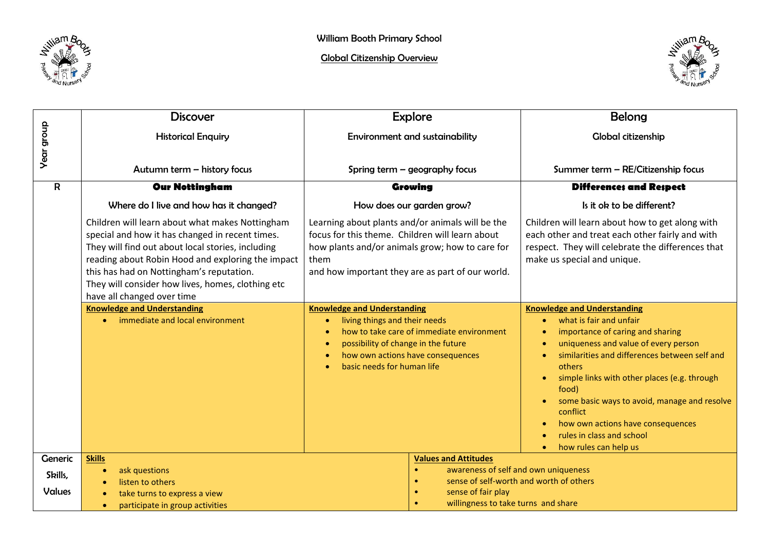William Booth Primary School

# Global Citizenship Overview

| Year group | Discover<br>Historical Enquiry<br>Autumn term – history focus | Explore<br>Environment and sustainability<br>Spring term – geography focus | Belong<br>Global citizenship<br>Summer term – RE/Citizenship focus |
|---|---|---|---|
| R | **Our Nottingham**<br>Where do I live and how has it changed?<br>Children will learn about what makes Nottingham special and how it has changed in recent times. They will find out about local stories, including reading about Robin Hood and exploring the impact this has had on Nottingham's reputation.<br>They will consider how lives, homes, clothing etc have all changed over time | **Growing**<br>How does our garden grow?<br>Learning about plants and/or animals will be the focus for this theme. Children will learn about how plants and/or animals grow; how to care for them<br>and how important they are as part of our world. | **Differences and Respect**<br>Is it ok to be different?<br>Children will learn about how to get along with each other and treat each other fairly and with respect. They will celebrate the differences that make us special and unique. |
| | **Knowledge and Understanding**<br>• immediate and local environment | **Knowledge and Understanding**<br>• living things and their needs<br>• how to take care of immediate environment<br>• possibility of change in the future<br>• how own actions have consequences<br>• basic needs for human life | **Knowledge and Understanding**<br>• what is fair and unfair<br>• importance of caring and sharing<br>• uniqueness and value of every person<br>• similarities and differences between self and others<br>• simple links with other places (e.g. through food)<br>• some basic ways to avoid, manage and resolve conflict<br>• how own actions have consequences<br>• rules in class and school<br>• how rules can help us |
| Generic Skills, Values | **Skills**<br>• ask questions<br>• listen to others<br>• take turns to express a view<br>• participate in group activities | **Values and Attitudes**<br>• awareness of self and own uniqueness<br>• sense of self-worth and worth of others<br>• sense of fair play<br>• willingness to take turns and share | |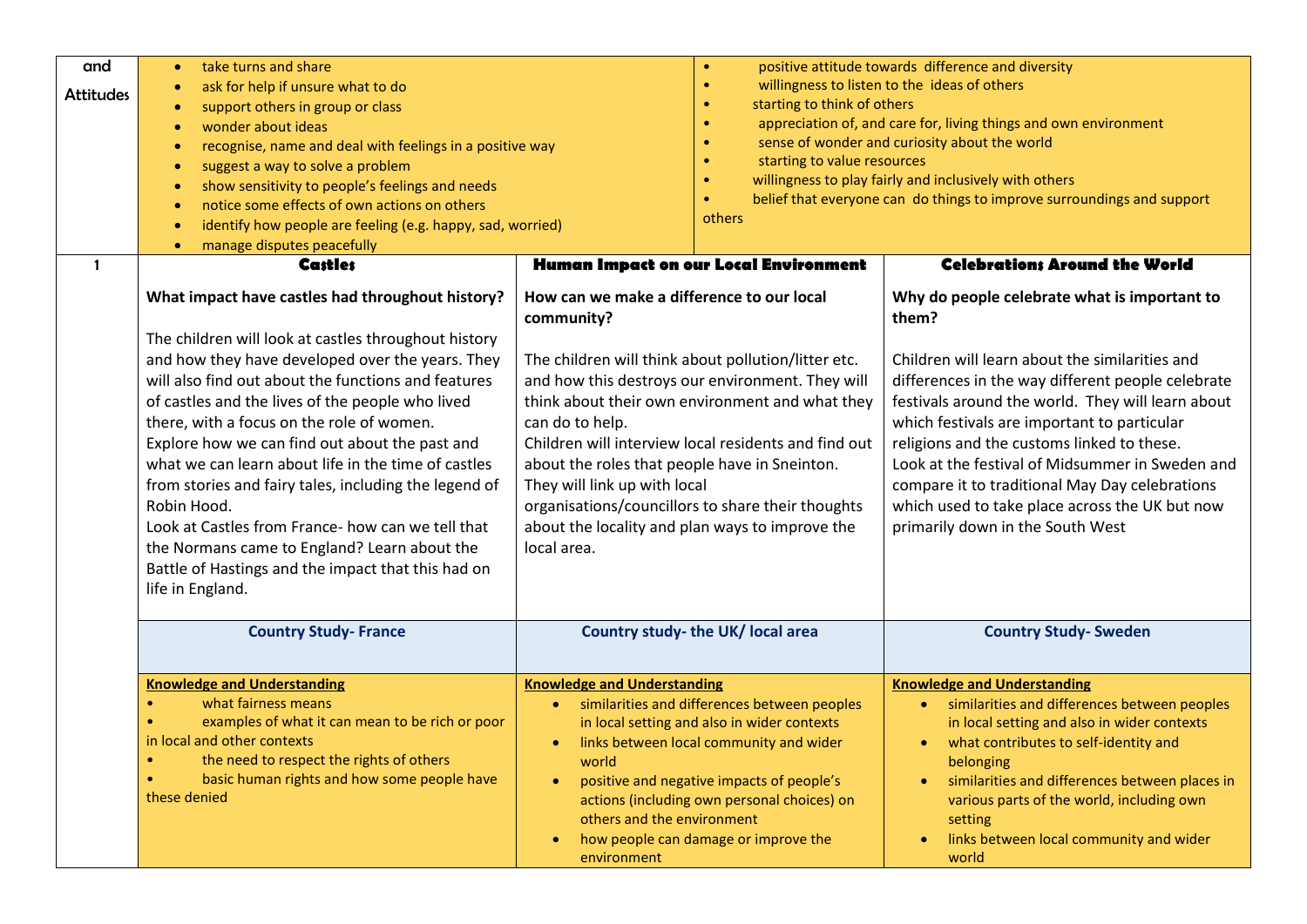| and Attitudes | <ul><li>take turns and share</li><li>ask for help if unsure what to do</li><li>support others in group or class</li><li>wonder about ideas</li><li>recognise, name and deal with feelings in a positive way</li><li>suggest a way to solve a problem</li><li>show sensitivity to people's feelings and needs</li><li>notice some effects of own actions on others</li><li>identify how people are feeling (e.g. happy, sad, worried)</li><li>manage disputes peacefully</li></ul> | | <ul><li>positive attitude towards difference and diversity</li><li>willingness to listen to the ideas of others</li><li>starting to think of others</li><li>appreciation of, and care for, living things and own environment</li><li>sense of wonder and curiosity about the world</li><li>starting to value resources</li><li>willingness to play fairly and inclusively with others</li><li>belief that everyone can do things to improve surroundings and support others</li></ul> |
|---|---|---|---|
| 1 | **Castles**<br><br>**What impact have castles had throughout history?**<br><br>The children will look at castles throughout history and how they have developed over the years. They will also find out about the functions and features of castles and the lives of the people who lived there, with a focus on the role of women.<br>Explore how we can find out about the past and what we can learn about life in the time of castles from stories and fairy tales, including the legend of Robin Hood.<br>Look at Castles from France- how can we tell that the Normans came to England? Learn about the Battle of Hastings and the impact that this had on life in England. | **Human Impact on our Local Environment**<br><br>**How can we make a difference to our local community?**<br><br>The children will think about pollution/litter etc. and how this destroys our environment. They will think about their own environment and what they can do to help.<br>Children will interview local residents and find out about the roles that people have in Sneinton. They will link up with local organisations/councillors to share their thoughts about the locality and plan ways to improve the local area. | **Celebrations Around the World**<br><br>**Why do people celebrate what is important to them?**<br><br>Children will learn about the similarities and differences in the way different people celebrate festivals around the world. They will learn about which festivals are important to particular religions and the customs linked to these.<br>Look at the festival of Midsummer in Sweden and compare it to traditional May Day celebrations which used to take place across the UK but now primarily down in the South West |
| | **Country Study- France** | **Country study- the UK/ local area** | **Country Study- Sweden** |
| | **Knowledge and Understanding**<ul><li>what fairness means</li><li>examples of what it can mean to be rich or poor in local and other contexts</li><li>the need to respect the rights of others</li><li>basic human rights and how some people have these denied</li></ul> | **Knowledge and Understanding**<ul><li>similarities and differences between peoples in local setting and also in wider contexts</li><li>links between local community and wider world</li><li>positive and negative impacts of people's actions (including own personal choices) on others and the environment</li><li>how people can damage or improve the environment</li></ul> | **Knowledge and Understanding**<ul><li>similarities and differences between peoples in local setting and also in wider contexts</li><li>what contributes to self-identity and belonging</li><li>similarities and differences between places in various parts of the world, including own setting</li><li>links between local community and wider world</li></ul> |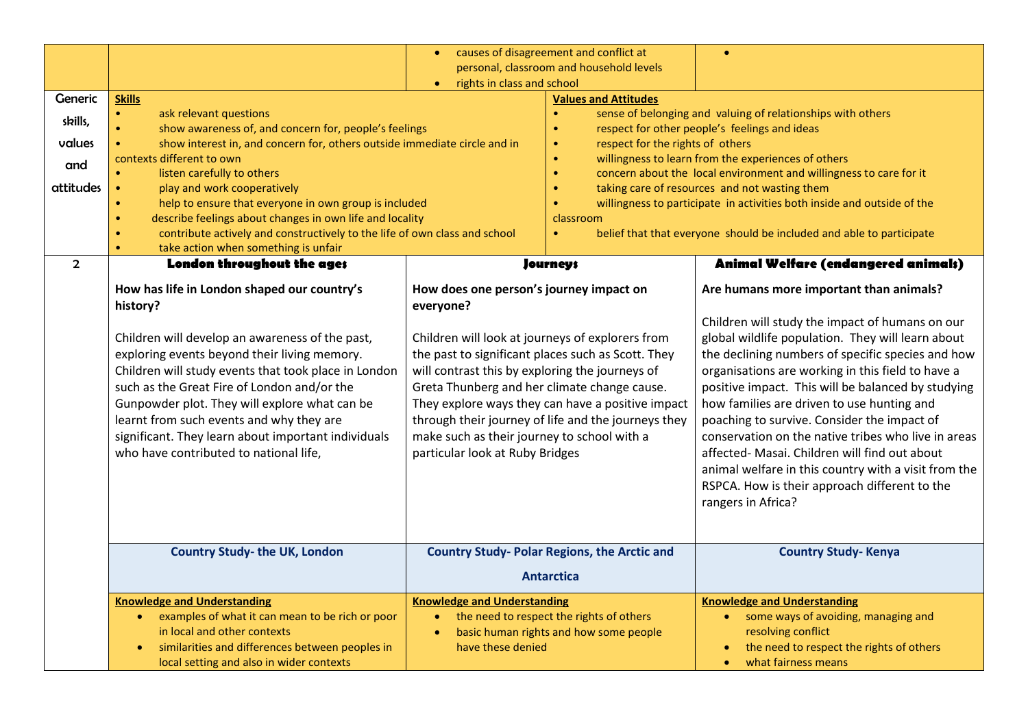| | | | |
|---|---|---|---|
| | | • causes of disagreement and conflict at personal, classroom and household levels<br>• rights in class and school | • |
| Generic skills, values and attitudes | **Skills**<br>• ask relevant questions<br>• show awareness of, and concern for, people's feelings<br>• show interest in, and concern for, others outside immediate circle and in contexts different to own<br>• listen carefully to others<br>• play and work cooperatively<br>• help to ensure that everyone in own group is included<br>• describe feelings about changes in own life and locality<br>• contribute actively and constructively to the life of own class and school<br>• take action when something is unfair | | **Values and Attitudes**<br>• sense of belonging and valuing of relationships with others<br>• respect for other people's feelings and ideas<br>• respect for the rights of others<br>• willingness to learn from the experiences of others<br>• concern about the local environment and willingness to care for it<br>• taking care of resources and not wasting them<br>• willingness to participate in activities both inside and outside of the classroom<br>• belief that that everyone should be included and able to participate |
| 2 | **London throughout the ages**<br><br>**How has life in London shaped our country's history?**<br><br>Children will develop an awareness of the past, exploring events beyond their living memory. Children will study events that took place in London such as the Great Fire of London and/or the Gunpowder plot. They will explore what can be learnt from such events and why they are significant. They learn about important individuals who have contributed to national life, | **Journeys**<br><br>**How does one person's journey impact on everyone?**<br><br>Children will look at journeys of explorers from the past to significant places such as Scott. They will contrast this by exploring the journeys of Greta Thunberg and her climate change cause. They explore ways they can have a positive impact through their journey of life and the journeys they make such as their journey to school with a particular look at Ruby Bridges | **Animal Welfare (endangered animals)**<br><br>**Are humans more important than animals?**<br><br>Children will study the impact of humans on our global wildlife population. They will learn about the declining numbers of specific species and how organisations are working in this field to have a positive impact. This will be balanced by studying how families are driven to use hunting and poaching to survive. Consider the impact of conservation on the native tribes who live in areas affected- Masai. Children will find out about animal welfare in this country with a visit from the RSPCA. How is their approach different to the rangers in Africa? |
| | **Country Study- the UK, London** | **Country Study- Polar Regions, the Arctic and Antarctica** | **Country Study- Kenya** |
| | **Knowledge and Understanding**<br>• examples of what it can mean to be rich or poor in local and other contexts<br>• similarities and differences between peoples in local setting and also in wider contexts | **Knowledge and Understanding**<br>• the need to respect the rights of others<br>• basic human rights and how some people have these denied | **Knowledge and Understanding**<br>• some ways of avoiding, managing and resolving conflict<br>• the need to respect the rights of others<br>• what fairness means |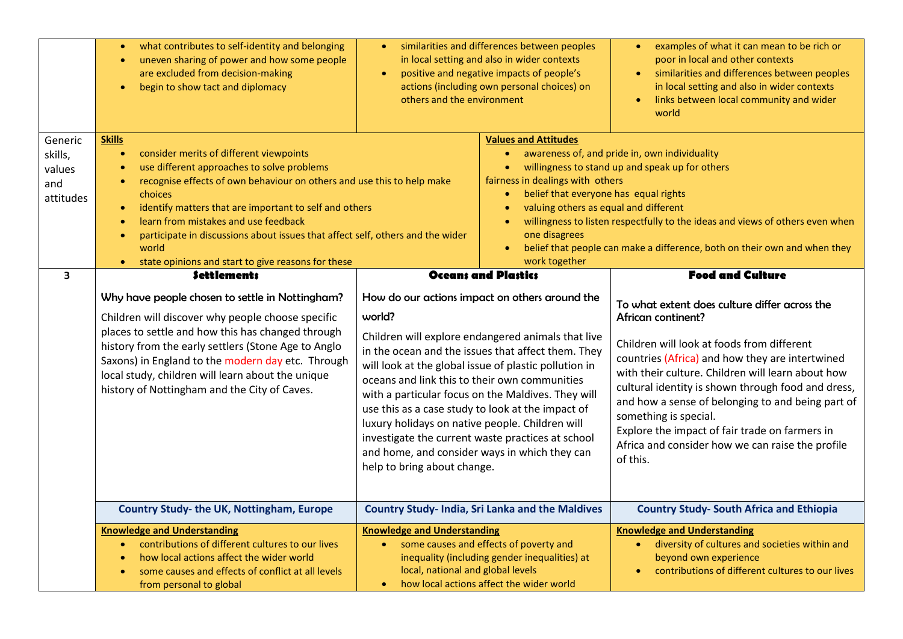| | | | | |
|---|---|---|---|---|
| | • what contributes to self-identity and belonging<br>• uneven sharing of power and how some people are excluded from decision-making<br>• begin to show tact and diplomacy | • similarities and differences between peoples in local setting and also in wider contexts<br>• positive and negative impacts of people's actions (including own personal choices) on others and the environment | | • examples of what it can mean to be rich or poor in local and other contexts<br>• similarities and differences between peoples in local setting and also in wider contexts<br>• links between local community and wider world |
| Generic skills, values and attitudes | **Skills**<br>• consider merits of different viewpoints<br>• use different approaches to solve problems<br>• recognise effects of own behaviour on others and use this to help make choices<br>• identify matters that are important to self and others<br>• learn from mistakes and use feedback<br>• participate in discussions about issues that affect self, others and the wider world<br>• state opinions and start to give reasons for these | | **Values and Attitudes**<br>• awareness of, and pride in, own individuality<br>• willingness to stand up and speak up for others<br>fairness in dealings with others<br>• belief that everyone has equal rights<br>• valuing others as equal and different<br>• willingness to listen respectfully to the ideas and views of others even when one disagrees<br>• belief that people can make a difference, both on their own and when they work together | |
| 3 | **Settlements**<br><br>Why have people chosen to settle in Nottingham?<br><br>Children will discover why people choose specific places to settle and how this has changed through history from the early settlers (Stone Age to Anglo Saxons) in England to the modern day etc. Through local study, children will learn about the unique history of Nottingham and the City of Caves. | **Oceans and Plastics**<br><br>How do our actions impact on others around the world?<br><br>Children will explore endangered animals that live in the ocean and the issues that affect them. They will look at the global issue of plastic pollution in oceans and link this to their own communities with a particular focus on the Maldives. They will use this as a case study to look at the impact of luxury holidays on native people. Children will investigate the current waste practices at school and home, and consider ways in which they can help to bring about change. | | **Food and Culture**<br><br>To what extent does culture differ across the African continent?<br><br>Children will look at foods from different countries (Africa) and how they are intertwined with their culture. Children will learn about how cultural identity is shown through food and dress, and how a sense of belonging to and being part of something is special.<br>Explore the impact of fair trade on farmers in Africa and consider how we can raise the profile of this. |
| | **Country Study- the UK, Nottingham, Europe** | **Country Study- India, Sri Lanka and the Maldives** | | **Country Study- South Africa and Ethiopia** |
| | **Knowledge and Understanding**<br>• contributions of different cultures to our lives<br>• how local actions affect the wider world<br>• some causes and effects of conflict at all levels from personal to global | **Knowledge and Understanding**<br>• some causes and effects of poverty and inequality (including gender inequalities) at local, national and global levels<br>• how local actions affect the wider world | | **Knowledge and Understanding**<br>• diversity of cultures and societies within and beyond own experience<br>• contributions of different cultures to our lives |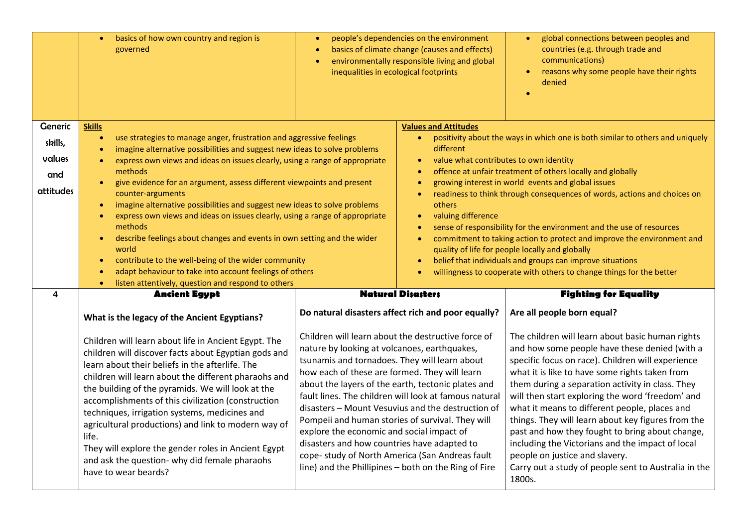| | | | |
|---|---|---|---|
| | • basics of how own country and region is governed | • people's dependencies on the environment<br>• basics of climate change (causes and effects)<br>• environmentally responsible living and global inequalities in ecological footprints | • global connections between peoples and countries (e.g. through trade and communications)<br>• reasons why some people have their rights denied<br>• |
| Generic skills, values and attitudes | **Skills**<br>• use strategies to manage anger, frustration and aggressive feelings<br>• imagine alternative possibilities and suggest new ideas to solve problems<br>• express own views and ideas on issues clearly, using a range of appropriate methods<br>• give evidence for an argument, assess different viewpoints and present counter-arguments<br>• imagine alternative possibilities and suggest new ideas to solve problems<br>• express own views and ideas on issues clearly, using a range of appropriate methods<br>• describe feelings about changes and events in own setting and the wider world<br>• contribute to the well-being of the wider community<br>• adapt behaviour to take into account feelings of others<br>• listen attentively, question and respond to others | | **Values and Attitudes**<br>• positivity about the ways in which one is both similar to others and uniquely different<br>• value what contributes to own identity<br>• offence at unfair treatment of others locally and globally<br>• growing interest in world events and global issues<br>• readiness to think through consequences of words, actions and choices on others<br>• valuing difference<br>• sense of responsibility for the environment and the use of resources<br>• commitment to taking action to protect and improve the environment and quality of life for people locally and globally<br>• belief that individuals and groups can improve situations<br>• willingness to cooperate with others to change things for the better |
| 4 | **Ancient Egypt**<br><br>**What is the legacy of the Ancient Egyptians?**<br><br>Children will learn about life in Ancient Egypt. The children will discover facts about Egyptian gods and learn about their beliefs in the afterlife. The children will learn about the different pharaohs and the building of the pyramids. We will look at the accomplishments of this civilization (construction techniques, irrigation systems, medicines and agricultural productions) and link to modern way of life.<br>They will explore the gender roles in Ancient Egypt and ask the question- why did female pharaohs have to wear beards? | **Natural Disasters**<br><br>**Do natural disasters affect rich and poor equally?**<br><br>Children will learn about the destructive force of nature by looking at volcanoes, earthquakes, tsunamis and tornadoes. They will learn about how each of these are formed. They will learn about the layers of the earth, tectonic plates and fault lines. The children will look at famous natural disasters – Mount Vesuvius and the destruction of Pompeii and human stories of survival. They will explore the economic and social impact of disasters and how countries have adapted to cope- study of North America (San Andreas fault line) and the Phillipines – both on the Ring of Fire | **Fighting for Equality**<br><br>**Are all people born equal?**<br><br>The children will learn about basic human rights and how some people have these denied (with a specific focus on race). Children will experience what it is like to have some rights taken from them during a separation activity in class. They will then start exploring the word 'freedom' and what it means to different people, places and things. They will learn about key figures from the past and how they fought to bring about change, including the Victorians and the impact of local people on justice and slavery.<br>Carry out a study of people sent to Australia in the 1800s. |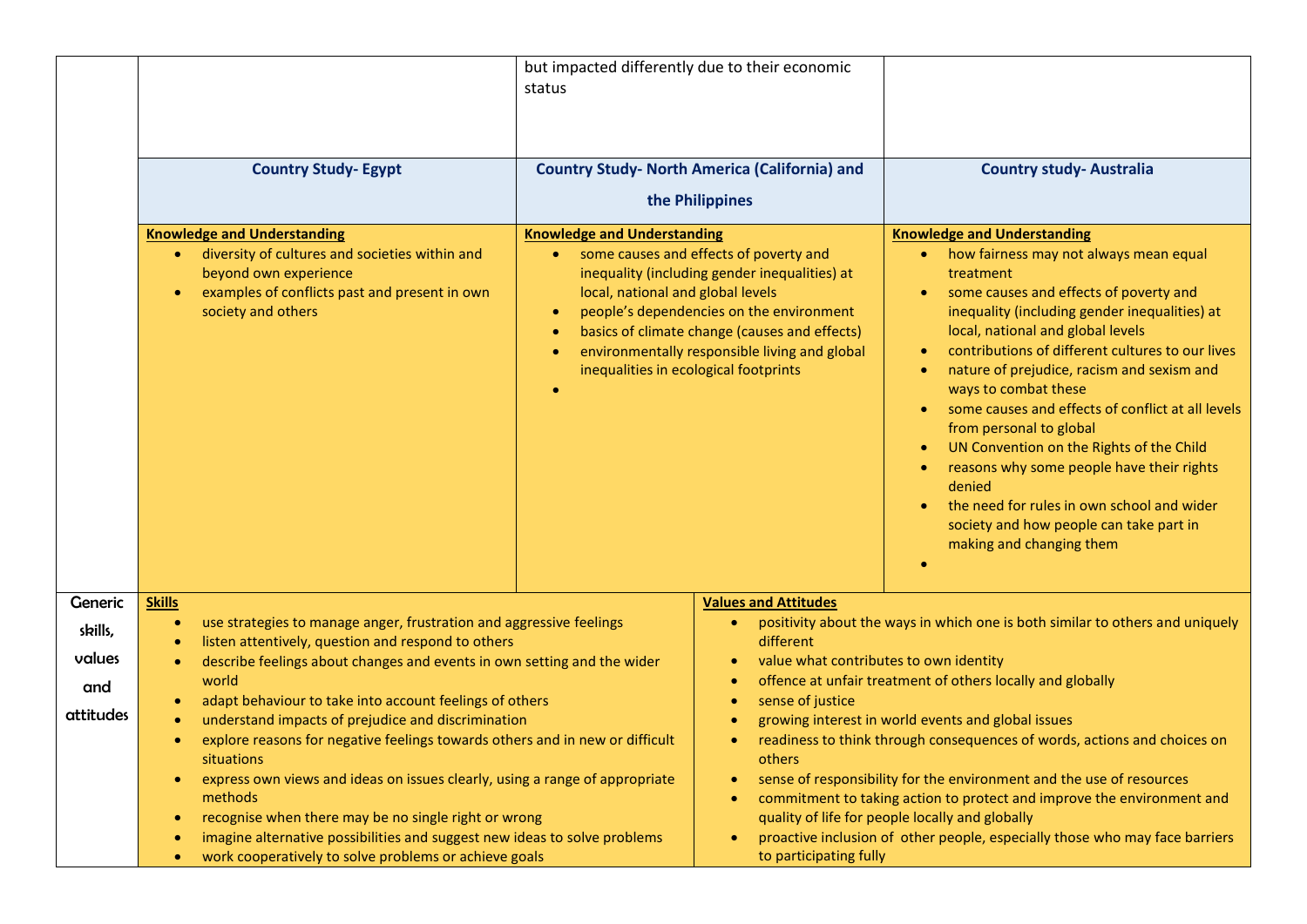| | | | |
|---|---|---|---|
| | | but impacted differently due to their economic status | |
| | **Country Study- Egypt** | **Country Study- North America (California) and the Philippines** | **Country study- Australia** |
| | **Knowledge and Understanding**<br>• diversity of cultures and societies within and beyond own experience<br>• examples of conflicts past and present in own society and others | **Knowledge and Understanding**<br>• some causes and effects of poverty and inequality (including gender inequalities) at local, national and global levels<br>• people's dependencies on the environment<br>• basics of climate change (causes and effects)<br>• environmentally responsible living and global inequalities in ecological footprints<br>• | **Knowledge and Understanding**<br>• how fairness may not always mean equal treatment<br>• some causes and effects of poverty and inequality (including gender inequalities) at local, national and global levels<br>• contributions of different cultures to our lives<br>• nature of prejudice, racism and sexism and ways to combat these<br>• some causes and effects of conflict at all levels from personal to global<br>• UN Convention on the Rights of the Child<br>• reasons why some people have their rights denied<br>• the need for rules in own school and wider society and how people can take part in making and changing them<br>• |
| Generic skills, values and attitudes | **Skills**<br>• use strategies to manage anger, frustration and aggressive feelings<br>• listen attentively, question and respond to others<br>• describe feelings about changes and events in own setting and the wider world<br>• adapt behaviour to take into account feelings of others<br>• understand impacts of prejudice and discrimination<br>• explore reasons for negative feelings towards others and in new or difficult situations<br>• express own views and ideas on issues clearly, using a range of appropriate methods<br>• recognise when there may be no single right or wrong<br>• imagine alternative possibilities and suggest new ideas to solve problems<br>• work cooperatively to solve problems or achieve goals | **Values and Attitudes**<br>• positivity about the ways in which one is both similar to others and uniquely different<br>• value what contributes to own identity<br>• offence at unfair treatment of others locally and globally<br>• sense of justice<br>• growing interest in world events and global issues<br>• readiness to think through consequences of words, actions and choices on others<br>• sense of responsibility for the environment and the use of resources<br>• commitment to taking action to protect and improve the environment and quality of life for people locally and globally<br>• proactive inclusion of other people, especially those who may face barriers to participating fully | |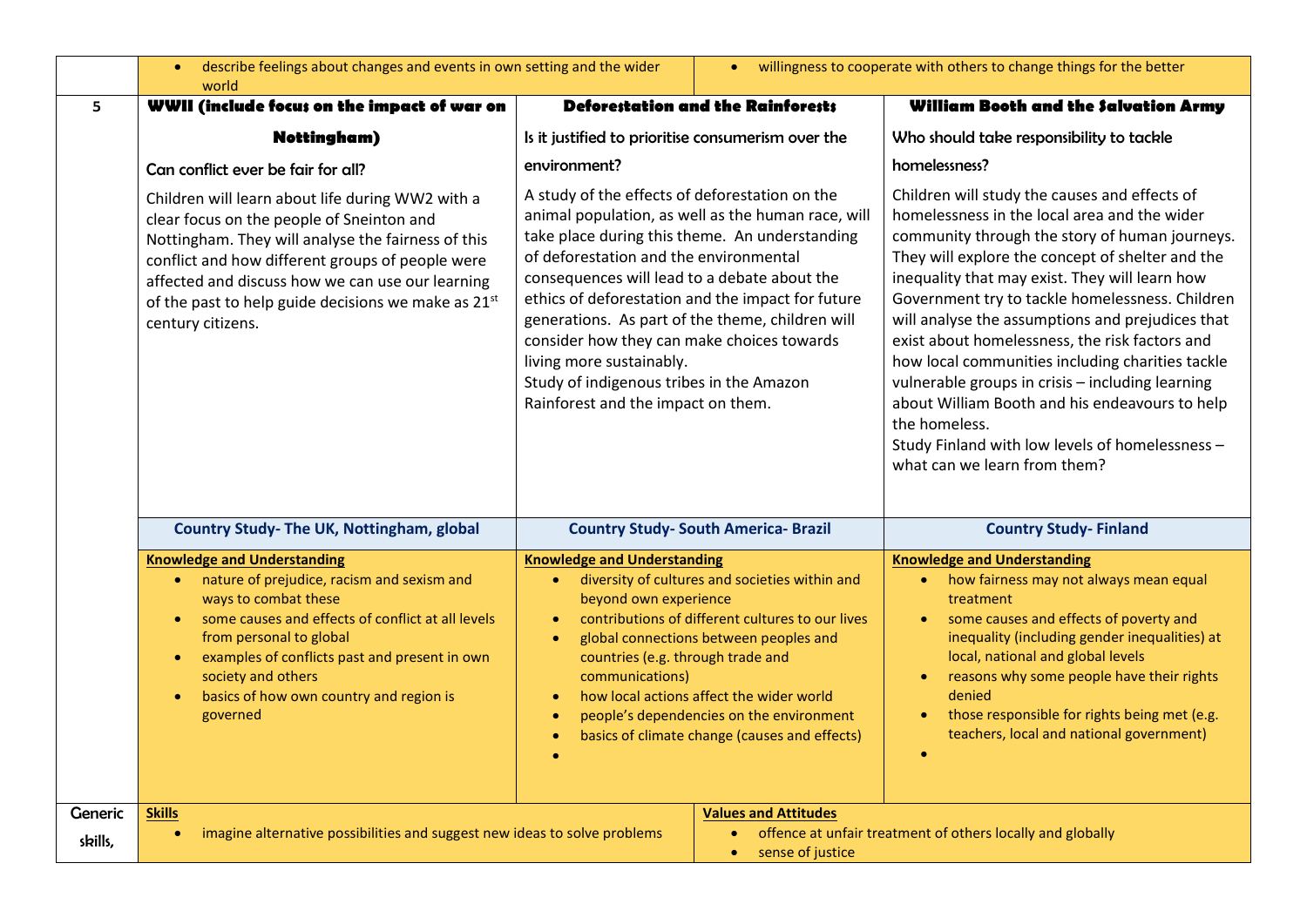| | | | |
|---|---|---|---|
| | • describe feelings about changes and events in own setting and the wider world | | • willingness to cooperate with others to change things for the better |
| 5 | **WWII (include focus on the impact of war on Nottingham)**<br><br>Can conflict ever be fair for all?<br><br>Children will learn about life during WW2 with a clear focus on the people of Sneinton and Nottingham. They will analyse the fairness of this conflict and how different groups of people were affected and discuss how we can use our learning of the past to help guide decisions we make as 21st century citizens. | **Deforestation and the Rainforests**<br><br>Is it justified to prioritise consumerism over the environment?<br><br>A study of the effects of deforestation on the animal population, as well as the human race, will take place during this theme. An understanding of deforestation and the environmental consequences will lead to a debate about the ethics of deforestation and the impact for future generations. As part of the theme, children will consider how they can make choices towards living more sustainably.<br>Study of indigenous tribes in the Amazon Rainforest and the impact on them. | **William Booth and the Salvation Army**<br><br>Who should take responsibility to tackle homelessness?<br><br>Children will study the causes and effects of homelessness in the local area and the wider community through the story of human journeys. They will explore the concept of shelter and the inequality that may exist. They will learn how Government try to tackle homelessness. Children will analyse the assumptions and prejudices that exist about homelessness, the risk factors and how local communities including charities tackle vulnerable groups in crisis – including learning about William Booth and his endeavours to help the homeless.<br>Study Finland with low levels of homelessness – what can we learn from them? |
| | **Country Study- The UK, Nottingham, global** | **Country Study- South America- Brazil** | **Country Study- Finland** |
| | **Knowledge and Understanding**<br>• nature of prejudice, racism and sexism and ways to combat these<br>• some causes and effects of conflict at all levels from personal to global<br>• examples of conflicts past and present in own society and others<br>• basics of how own country and region is governed | **Knowledge and Understanding**<br>• diversity of cultures and societies within and beyond own experience<br>• contributions of different cultures to our lives<br>• global connections between peoples and countries (e.g. through trade and communications)<br>• how local actions affect the wider world<br>• people's dependencies on the environment<br>• basics of climate change (causes and effects)<br>• | **Knowledge and Understanding**<br>• how fairness may not always mean equal treatment<br>• some causes and effects of poverty and inequality (including gender inequalities) at local, national and global levels<br>• reasons why some people have their rights denied<br>• those responsible for rights being met (e.g. teachers, local and national government)<br>• |
| Generic skills, | **Skills**<br>• imagine alternative possibilities and suggest new ideas to solve problems | | **Values and Attitudes**<br>• offence at unfair treatment of others locally and globally<br>• sense of justice |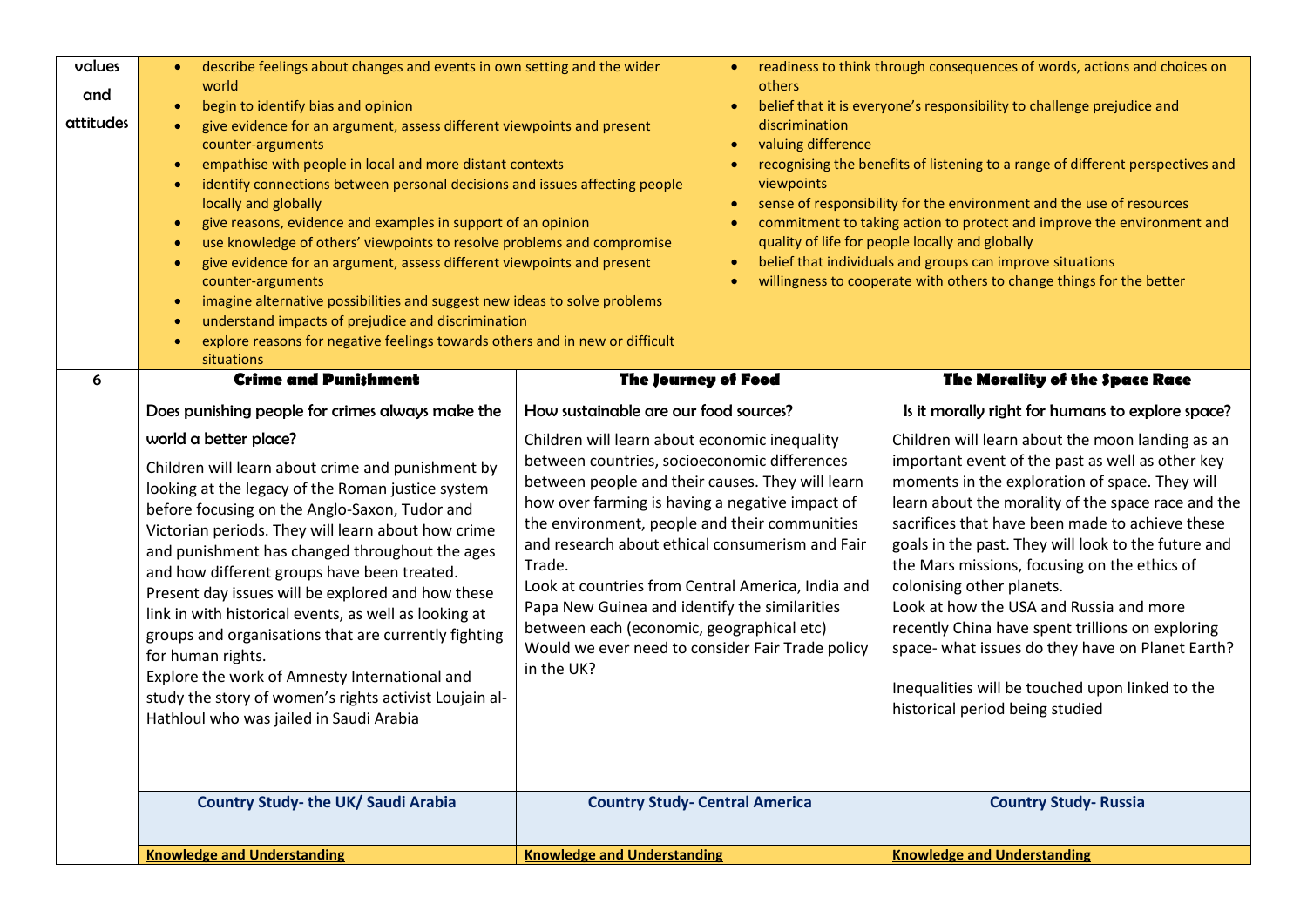| | | | |
|---|---|---|---|
| values and attitudes | <ul><li>describe feelings about changes and events in own setting and the wider world</li><li>begin to identify bias and opinion</li><li>give evidence for an argument, assess different viewpoints and present counter-arguments</li><li>empathise with people in local and more distant contexts</li><li>identify connections between personal decisions and issues affecting people locally and globally</li><li>give reasons, evidence and examples in support of an opinion</li><li>use knowledge of others' viewpoints to resolve problems and compromise</li><li>give evidence for an argument, assess different viewpoints and present counter-arguments</li><li>imagine alternative possibilities and suggest new ideas to solve problems</li><li>understand impacts of prejudice and discrimination</li><li>explore reasons for negative feelings towards others and in new or difficult situations</li></ul> | <ul><li>readiness to think through consequences of words, actions and choices on others</li><li>belief that it is everyone's responsibility to challenge prejudice and discrimination</li><li>valuing difference</li><li>recognising the benefits of listening to a range of different perspectives and viewpoints</li><li>sense of responsibility for the environment and the use of resources</li><li>commitment to taking action to protect and improve the environment and quality of life for people locally and globally</li><li>belief that individuals and groups can improve situations</li><li>willingness to cooperate with others to change things for the better</li></ul> | |
| 6 | **Crime and Punishment**<br><br>Does punishing people for crimes always make the world a better place?<br><br>Children will learn about crime and punishment by looking at the legacy of the Roman justice system before focusing on the Anglo-Saxon, Tudor and Victorian periods. They will learn about how crime and punishment has changed throughout the ages and how different groups have been treated. Present day issues will be explored and how these link in with historical events, as well as looking at groups and organisations that are currently fighting for human rights.<br>Explore the work of Amnesty International and study the story of women's rights activist Loujain al-Hathloul who was jailed in Saudi Arabia | **The Journey of Food**<br><br>How sustainable are our food sources?<br><br>Children will learn about economic inequality between countries, socioeconomic differences between people and their causes. They will learn how over farming is having a negative impact of the environment, people and their communities and research about ethical consumerism and Fair Trade.<br>Look at countries from Central America, India and Papa New Guinea and identify the similarities between each (economic, geographical etc)<br>Would we ever need to consider Fair Trade policy in the UK? | **The Morality of the Space Race**<br><br>Is it morally right for humans to explore space?<br><br>Children will learn about the moon landing as an important event of the past as well as other key moments in the exploration of space. They will learn about the morality of the space race and the sacrifices that have been made to achieve these goals in the past. They will look to the future and the Mars missions, focusing on the ethics of colonising other planets.<br>Look at how the USA and Russia and more recently China have spent trillions on exploring space- what issues do they have on Planet Earth?<br><br>Inequalities will be touched upon linked to the historical period being studied |
| | **Country Study- the UK/ Saudi Arabia** | **Country Study- Central America** | **Country Study- Russia** |
| | **Knowledge and Understanding** | **Knowledge and Understanding** | **Knowledge and Understanding** |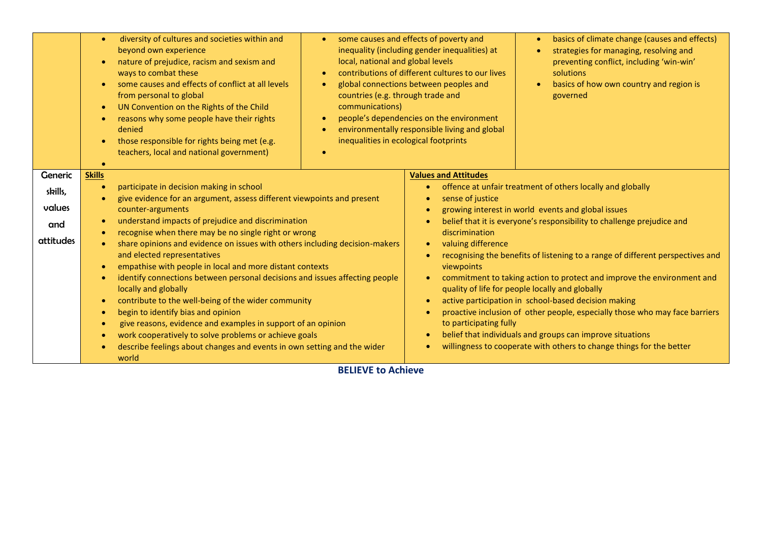| | | | |
|---|---|---|---|
| | • diversity of cultures and societies within and beyond own experience<br>• nature of prejudice, racism and sexism and ways to combat these<br>• some causes and effects of conflict at all levels from personal to global<br>• UN Convention on the Rights of the Child<br>• reasons why some people have their rights denied<br>• those responsible for rights being met (e.g. teachers, local and national government)<br>• | • some causes and effects of poverty and inequality (including gender inequalities) at local, national and global levels<br>• contributions of different cultures to our lives<br>• global connections between peoples and countries (e.g. through trade and communications)<br>• people's dependencies on the environment<br>• environmentally responsible living and global inequalities in ecological footprints<br>• | • basics of climate change (causes and effects)<br>• strategies for managing, resolving and preventing conflict, including 'win-win' solutions<br>• basics of how own country and region is governed |
| Generic skills, values and attitudes | **Skills**<br>• participate in decision making in school<br>• give evidence for an argument, assess different viewpoints and present counter-arguments<br>• understand impacts of prejudice and discrimination<br>• recognise when there may be no single right or wrong<br>• share opinions and evidence on issues with others including decision-makers and elected representatives<br>• empathise with people in local and more distant contexts<br>• identify connections between personal decisions and issues affecting people locally and globally<br>• contribute to the well-being of the wider community<br>• begin to identify bias and opinion<br>• give reasons, evidence and examples in support of an opinion<br>• work cooperatively to solve problems or achieve goals<br>• describe feelings about changes and events in own setting and the wider world | **Values and Attitudes**<br>• offence at unfair treatment of others locally and globally<br>• sense of justice<br>• growing interest in world events and global issues<br>• belief that it is everyone's responsibility to challenge prejudice and discrimination<br>• valuing difference<br>• recognising the benefits of listening to a range of different perspectives and viewpoints<br>• commitment to taking action to protect and improve the environment and quality of life for people locally and globally<br>• active participation in school-based decision making<br>• proactive inclusion of other people, especially those who may face barriers to participating fully<br>• belief that individuals and groups can improve situations<br>• willingness to cooperate with others to change things for the better | |

**BELIEVE to Achieve**